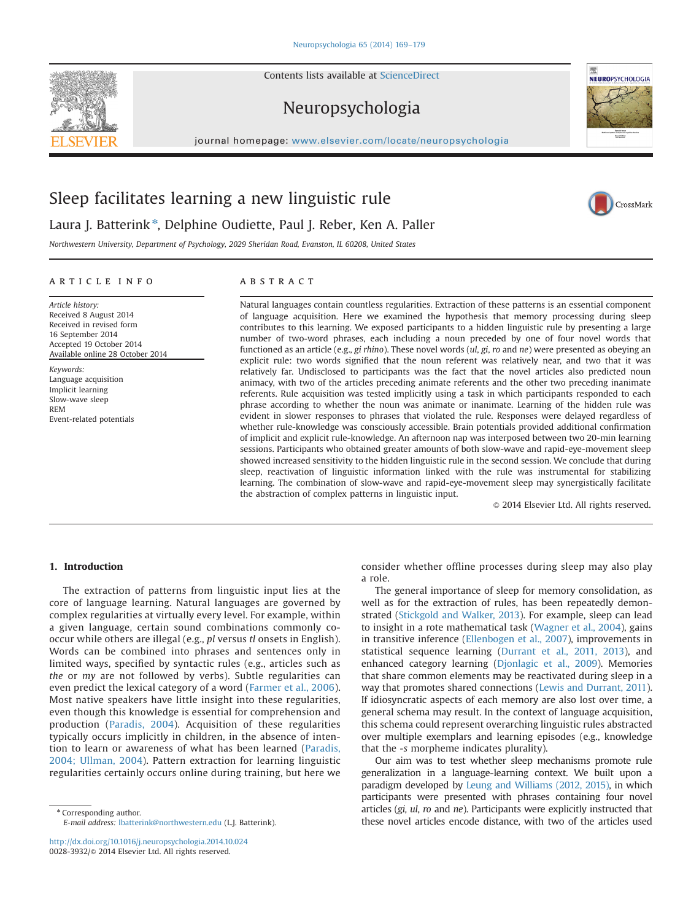# Sleep facilitates learning a new linguistic rule

Laura J. Batterink*, Delphine Oudiette, Paul J. Reber, Ken A. Paller

Northwestern University, Department of Psychology, 2029 Sheridan Road, Evanston, IL 60208, United States

## ARTICLE INFO

*Article history:*
Received 8 August 2014
Received in revised form
16 September 2014
Accepted 19 October 2014
Available online 28 October 2014

*Keywords:*
Language acquisition
Implicit learning
Slow-wave sleep
REM
Event-related potentials

## ABSTRACT

Natural languages contain countless regularities. Extraction of these patterns is an essential component of language acquisition. Here we examined the hypothesis that memory processing during sleep contributes to this learning. We exposed participants to a hidden linguistic rule by presenting a large number of two-word phrases, each including a noun preceded by one of four novel words that functioned as an article (e.g., *gi rhino*). These novel words (*ul*, *gi*, *ro* and *ne*) were presented as obeying an explicit rule: two words signified that the noun referent was relatively near, and two that it was relatively far. Undisclosed to participants was the fact that the novel articles also predicted noun animacy, with two of the articles preceding animate referents and the other two preceding inanimate referents. Rule acquisition was tested implicitly using a task in which participants responded to each phrase according to whether the noun was animate or inanimate. Learning of the hidden rule was evident in slower responses to phrases that violated the rule. Responses were delayed regardless of whether rule-knowledge was consciously accessible. Brain potentials provided additional confirmation of implicit and explicit rule-knowledge. An afternoon nap was interposed between two 20-min learning sessions. Participants who obtained greater amounts of both slow-wave and rapid-eye-movement sleep showed increased sensitivity to the hidden linguistic rule in the second session. We conclude that during sleep, reactivation of linguistic information linked with the rule was instrumental for stabilizing learning. The combination of slow-wave and rapid-eye-movement sleep may synergistically facilitate the abstraction of complex patterns in linguistic input.

© 2014 Elsevier Ltd. All rights reserved.

## 1. Introduction

The extraction of patterns from linguistic input lies at the core of language learning. Natural languages are governed by complex regularities at virtually every level. For example, within a given language, certain sound combinations commonly co-occur while others are illegal (e.g., *pl* versus *tl* onsets in English). Words can be combined into phrases and sentences only in limited ways, specified by syntactic rules (e.g., articles such as *the* or *my* are not followed by verbs). Subtle regularities can even predict the lexical category of a word (Farmer et al., 2006). Most native speakers have little insight into these regularities, even though this knowledge is essential for comprehension and production (Paradis, 2004). Acquisition of these regularities typically occurs implicitly in children, in the absence of intention to learn or awareness of what has been learned (Paradis, 2004; Ullman, 2004). Pattern extraction for learning linguistic regularities certainly occurs online during training, but here we consider whether offline processes during sleep may also play a role.

The general importance of sleep for memory consolidation, as well as for the extraction of rules, has been repeatedly demonstrated (Stickgold and Walker, 2013). For example, sleep can lead to insight in a rote mathematical task (Wagner et al., 2004), gains in transitive inference (Ellenbogen et al., 2007), improvements in statistical sequence learning (Durrant et al., 2011, 2013), and enhanced category learning (Djonlagic et al., 2009). Memories that share common elements may be reactivated during sleep in a way that promotes shared connections (Lewis and Durrant, 2011). If idiosyncratic aspects of each memory are also lost over time, a general schema may result. In the context of language acquisition, this schema could represent overarching linguistic rules abstracted over multiple exemplars and learning episodes (e.g., knowledge that the *-s* morpheme indicates plurality).

Our aim was to test whether sleep mechanisms promote rule generalization in a language-learning context. We built upon a paradigm developed by Leung and Williams (2012, 2015), in which participants were presented with phrases containing four novel articles (*gi*, *ul*, *ro* and *ne*). Participants were explicitly instructed that these novel articles encode distance, with two of the articles used

---

* Corresponding author.
*E-mail address:* lbatterink@northwestern.edu (L.J. Batterink).

http://dx.doi.org/10.1016/j.neuropsychologia.2014.10.024
0028-3932/© 2014 Elsevier Ltd. All rights reserved.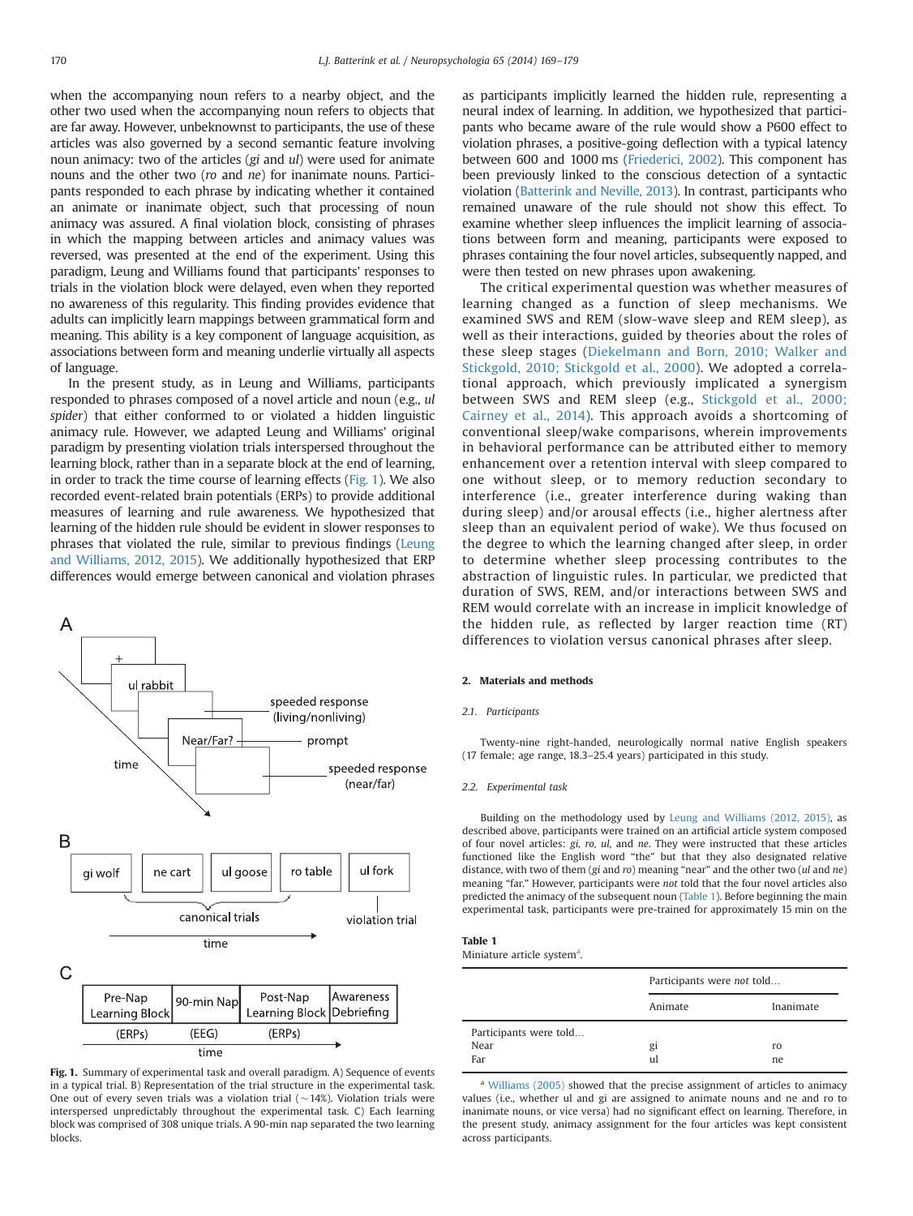when the accompanying noun refers to a nearby object, and the other two used when the accompanying noun refers to objects that are far away. However, unbeknownst to participants, the use of these articles was also governed by a second semantic feature involving noun animacy: two of the articles (*gi* and *ul*) were used for animate nouns and the other two (*ro* and *ne*) for inanimate nouns. Participants responded to each phrase by indicating whether it contained an animate or inanimate object, such that processing of noun animacy was assured. A final violation block, consisting of phrases in which the mapping between articles and animacy values was reversed, was presented at the end of the experiment. Using this paradigm, Leung and Williams found that participants' responses to trials in the violation block were delayed, even when they reported no awareness of this regularity. This finding provides evidence that adults can implicitly learn mappings between grammatical form and meaning. This ability is a key component of language acquisition, as associations between form and meaning underlie virtually all aspects of language.

In the present study, as in Leung and Williams, participants responded to phrases composed of a novel article and noun (e.g., *ul spider*) that either conformed to or violated a hidden linguistic animacy rule. However, we adapted Leung and Williams' original paradigm by presenting violation trials interspersed throughout the learning block, rather than in a separate block at the end of learning, in order to track the time course of learning effects (Fig. 1). We also recorded event-related brain potentials (ERPs) to provide additional measures of learning and rule awareness. We hypothesized that learning of the hidden rule should be evident in slower responses to phrases that violated the rule, similar to previous findings (Leung and Williams, 2012, 2015). We additionally hypothesized that ERP differences would emerge between canonical and violation phrases as participants implicitly learned the hidden rule, representing a neural index of learning. In addition, we hypothesized that participants who became aware of the rule would show a P600 effect to violation phrases, a positive-going deflection with a typical latency between 600 and 1000 ms (Friederici, 2002). This component has been previously linked to the conscious detection of a syntactic violation (Batterink and Neville, 2013). In contrast, participants who remained unaware of the rule should not show this effect. To examine whether sleep influences the implicit learning of associations between form and meaning, participants were exposed to phrases containing the four novel articles, subsequently napped, and were then tested on new phrases upon awakening.

The critical experimental question was whether measures of learning changed as a function of sleep mechanisms. We examined SWS and REM (slow-wave sleep and REM sleep), as well as their interactions, guided by theories about the roles of these sleep stages (Diekelmann and Born, 2010; Walker and Stickgold, 2010; Stickgold et al., 2000). We adopted a correlational approach, which previously implicated a synergism between SWS and REM sleep (e.g., Stickgold et al., 2000; Cairney et al., 2014). This approach avoids a shortcoming of conventional sleep/wake comparisons, wherein improvements in behavioral performance can be attributed either to memory enhancement over a retention interval with sleep compared to one without sleep, or to memory reduction secondary to interference (i.e., greater interference during waking than during sleep) and/or arousal effects (i.e., higher alertness after sleep than an equivalent period of wake). We thus focused on the degree to which the learning changed after sleep, in order to determine whether sleep processing contributes to the abstraction of linguistic rules. In particular, we predicted that duration of SWS, REM, and/or interactions between SWS and REM would correlate with an increase in implicit knowledge of the hidden rule, as reflected by larger reaction time (RT) differences to violation versus canonical phrases after sleep.

**Fig. 1.** Summary of experimental task and overall paradigm. A) Sequence of events in a typical trial. B) Representation of the trial structure in the experimental task. One out of every seven trials was a violation trial (~14%). Violation trials were interspersed unpredictably throughout the experimental task. C) Each learning block was comprised of 308 unique trials. A 90-min nap separated the two learning blocks.

## 2. Materials and methods

### 2.1. Participants

Twenty-nine right-handed, neurologically normal native English speakers (17 female; age range, 18.3–25.4 years) participated in this study.

### 2.2. Experimental task

Building on the methodology used by Leung and Williams (2012, 2015), as described above, participants were trained on an artificial article system composed of four novel articles: *gi*, *ro*, *ul*, and *ne*. They were instructed that these articles functioned like the English word "the" but that they also designated relative distance, with two of them (*gi* and *ro*) meaning "near" and the other two (*ul* and *ne*) meaning "far." However, participants were *not* told that the four novel articles also predicted the animacy of the subsequent noun (Table 1). Before beginning the main experimental task, participants were pre-trained for approximately 15 min on the

**Table 1**
Miniature article system[a].

| | Participants were *not* told… | |
|---|---|---|
| | Animate | Inanimate |
| Participants were told… | | |
| Near | gi | ro |
| Far | ul | ne |

[a] Williams (2005) showed that the precise assignment of articles to animacy values (i.e., whether ul and gi are assigned to animate nouns and ne and ro to inanimate nouns, or vice versa) had no significant effect on learning. Therefore, in the present study, animacy assignment for the four articles was kept consistent across participants.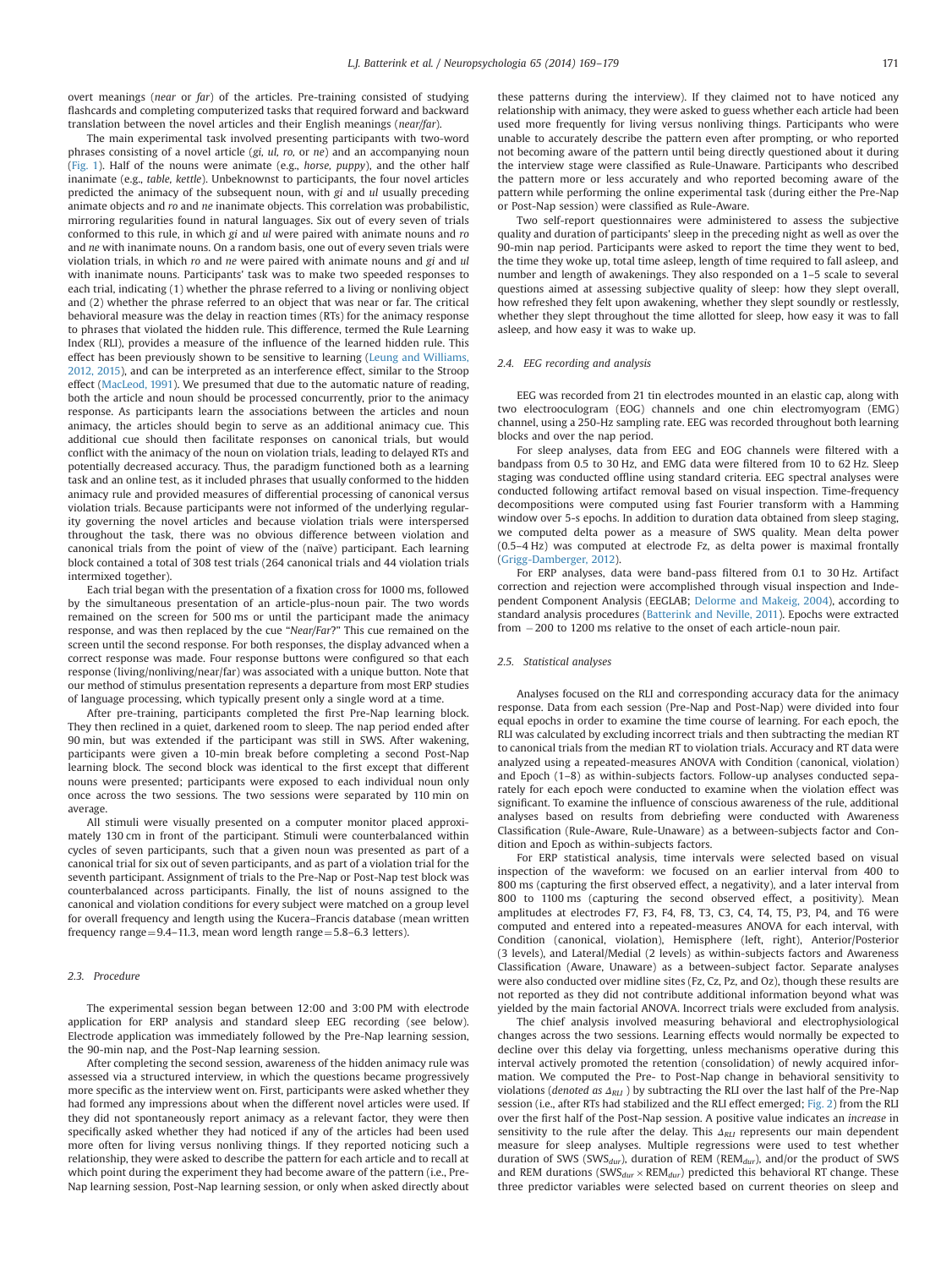overt meanings (*near* or *far*) of the articles. Pre-training consisted of studying flashcards and completing computerized tasks that required forward and backward translation between the novel articles and their English meanings (*near*/*far*).

The main experimental task involved presenting participants with two-word phrases consisting of a novel article (*gi*, *ul*, *ro*, or *ne*) and an accompanying noun (Fig. 1). Half of the nouns were animate (e.g., *horse*, *puppy*), and the other half inanimate (e.g., *table*, *kettle*). Unbeknownst to participants, the four novel articles predicted the animacy of the subsequent noun, with *gi* and *ul* usually preceding animate objects and *ro* and *ne* inanimate objects. This correlation was probabilistic, mirroring regularities found in natural languages. Six out of every seven of trials conformed to this rule, in which *gi* and *ul* were paired with animate nouns and *ro* and *ne* with inanimate nouns. On a random basis, one out of every seven trials were violation trials, in which *ro* and *ne* were paired with animate nouns and *gi* and *ul* with inanimate nouns. Participants' task was to make two speeded responses to each trial, indicating (1) whether the phrase referred to a living or nonliving object and (2) whether the phrase referred to an object that was near or far. The critical behavioral measure was the delay in reaction times (RTs) for the animacy response to phrases that violated the hidden rule. This difference, termed the Rule Learning Index (RLI), provides a measure of the influence of the learned hidden rule. This effect has been previously shown to be sensitive to learning (Leung and Williams, 2012, 2015), and can be interpreted as an interference effect, similar to the Stroop effect (MacLeod, 1991). We presumed that due to the automatic nature of reading, both the article and noun should be processed concurrently, prior to the animacy response. As participants learn the associations between the articles and noun animacy, the articles should begin to serve as an additional animacy cue. This additional cue should then facilitate responses on canonical trials, but would conflict with the animacy of the noun on violation trials, leading to delayed RTs and potentially decreased accuracy. Thus, the paradigm functioned both as a learning task and an online test, as it included phrases that usually conformed to the hidden animacy rule and provided measures of differential processing of canonical versus violation trials. Because participants were not informed of the underlying regularity governing the novel articles and because violation trials were interspersed throughout the task, there was no obvious difference between violation and canonical trials from the point of view of the (naïve) participant. Each learning block contained a total of 308 test trials (264 canonical trials and 44 violation trials intermixed together).

Each trial began with the presentation of a fixation cross for 1000 ms, followed by the simultaneous presentation of an article-plus-noun pair. The two words remained on the screen for 500 ms or until the participant made the animacy response, and was then replaced by the cue "*Near/Far*?" This cue remained on the screen until the second response. For both responses, the display advanced when a correct response was made. Four response buttons were configured so that each response (living/nonliving/near/far) was associated with a unique button. Note that our method of stimulus presentation represents a departure from most ERP studies of language processing, which typically present only a single word at a time.

After pre-training, participants completed the first Pre-Nap learning block. They then reclined in a quiet, darkened room to sleep. The nap period ended after 90 min, but was extended if the participant was still in SWS. After wakening, participants were given a 10-min break before completing a second Post-Nap learning block. The second block was identical to the first except that different nouns were presented; participants were exposed to each individual noun only once across the two sessions. The two sessions were separated by 110 min on average.

All stimuli were visually presented on a computer monitor placed approximately 130 cm in front of the participant. Stimuli were counterbalanced within cycles of seven participants, such that a given noun was presented as part of a canonical trial for six out of seven participants, and as part of a violation trial for the seventh participant. Assignment of trials to the Pre-Nap or Post-Nap test block was counterbalanced across participants. Finally, the list of nouns assigned to the canonical and violation conditions for every subject were matched on a group level for overall frequency and length using the Kucera–Francis database (mean written frequency range = 9.4–11.3, mean word length range = 5.8–6.3 letters).

### 2.3. Procedure

The experimental session began between 12:00 and 3:00 PM with electrode application for ERP analysis and standard sleep EEG recording (see below). Electrode application was immediately followed by the Pre-Nap learning session, the 90-min nap, and the Post-Nap learning session.

After completing the second session, awareness of the hidden animacy rule was assessed via a structured interview, in which the questions became progressively more specific as the interview went on. First, participants were asked whether they had formed any impressions about when the different novel articles were used. If they did not spontaneously report animacy as a relevant factor, they were then specifically asked whether they had noticed if any of the articles had been used more often for living versus nonliving things. If they reported noticing such a relationship, they were asked to describe the pattern for each article and to recall at which point during the experiment they had become aware of the pattern (i.e., Pre-Nap learning session, Post-Nap learning session, or only when asked directly about these patterns during the interview). If they claimed not to have noticed any relationship with animacy, they were asked to guess whether each article had been used more frequently for living versus nonliving objects. Participants who were unable to accurately describe the pattern even after prompting, or who reported not becoming aware of the pattern until being directly questioned about it during the interview stage were classified as Rule-Unaware. Participants who described the pattern more or less accurately and who reported becoming aware of the pattern while performing the online experimental task (during either the Pre-Nap or Post-Nap session) were classified as Rule-Aware.

Two self-report questionnaires were administered to assess the subjective quality and duration of participants' sleep in the preceding night as well as over the 90-min nap period. Participants were asked to report the time they went to bed, the time they woke up, total time asleep, length of time required to fall asleep, and number and length of awakenings. They also responded on a 1–5 scale to several questions aimed at assessing subjective quality of sleep: how they slept overall, how refreshed they felt upon awakening, whether they slept soundly or restlessly, whether they slept throughout the time allotted for sleep, how easy it was to fall asleep, and how easy it was to wake up.

### 2.4. EEG recording and analysis

EEG was recorded from 21 tin electrodes mounted in an elastic cap, along with two electrooculogram (EOG) channels and one chin electromyogram (EMG) channel, using a 250-Hz sampling rate. EEG was recorded throughout both learning blocks and over the nap period.

For sleep analyses, data from EEG and EOG channels were filtered with a bandpass from 0.5 to 30 Hz, and EMG data were filtered from 10 to 62 Hz. Sleep staging was conducted offline using standard criteria. EEG spectral analyses were conducted following artifact removal based on visual inspection. Time-frequency decompositions were computed using fast Fourier transform with a Hamming window over 5-s epochs. In addition to duration data obtained from sleep staging, we computed delta power as a measure of SWS quality. Mean delta power (0.5–4 Hz) was computed at electrode Fz, as delta power is maximal frontally (Grigg-Damberger, 2012).

For ERP analyses, data were band-pass filtered from 0.1 to 30 Hz. Artifact correction and rejection were accomplished through visual inspection and Independent Component Analysis (EEGLAB; Delorme and Makeig, 2004), according to standard analysis procedures (Batterink and Neville, 2011). Epochs were extracted from −200 to 1200 ms relative to the onset of each article-noun pair.

### 2.5. Statistical analyses

Analyses focused on the RLI and corresponding accuracy data for the animacy response. Data from each session (Pre-Nap and Post-Nap) were divided into four equal epochs in order to examine the time course of learning. For each epoch, the RLI was calculated by excluding incorrect trials and then subtracting the median RT to canonical trials from the median RT to violation trials. Accuracy and RT data were analyzed using a repeated-measures ANOVA with Condition (canonical, violation) and Epoch (1–8) as within-subjects factors. Follow-up analyses conducted separately for each epoch were conducted to examine when the violation effect was significant. To examine the influence of conscious awareness of the rule, additional analyses based on results from debriefing were conducted with Awareness Classification (Rule-Aware, Rule-Unaware) as a between-subjects factor and Condition and Epoch as within-subjects factors.

For ERP statistical analysis, time intervals were selected based on visual inspection of the waveform: we focused on an earlier interval from 400 to 800 ms (capturing the first observed effect, a negativity), and a later interval from 800 to 1100 ms (capturing the second observed effect, a positivity). Mean amplitudes at electrodes F7, F3, F4, F8, T3, C3, C4, T4, T5, P3, P4, and T6 were computed and entered into a repeated-measures ANOVA for each interval, with Condition (canonical, violation), Hemisphere (left, right), Anterior/Posterior (3 levels), and Lateral/Medial (2 levels) as within-subjects factors and Awareness Classification (Aware, Unaware) as a between-subject factor. Separate analyses were also conducted over midline sites (Fz, Cz, Pz, and Oz), though these results are not reported as they did not contribute additional information beyond what was yielded by the main factorial ANOVA. Incorrect trials were excluded from analysis.

The chief analysis involved measuring behavioral and electrophysiological changes across the two sessions. Learning effects would normally be expected to decline over this delay via forgetting, unless mechanisms operative during this interval actively promoted the retention (consolidation) of newly acquired information. We computed the Pre- to Post-Nap change in behavioral sensitivity to violations (*denoted as* $\Delta_{RLI}$ ) by subtracting the RLI over the last half of the Pre-Nap session (i.e., after RTs had stabilized and the RLI effect emerged; Fig. 2) from the RLI over the first half of the Post-Nap session. A positive value indicates an *increase* in sensitivity to the rule after the delay. This $\Delta_{RLI}$ represents our main dependent measure for sleep analyses. Multiple regressions were used to test whether duration of SWS ($SWS_{dur}$), duration of REM ($REM_{dur}$), and/or the product of SWS and REM durations ($SWS_{dur} \times REM_{dur}$) predicted this behavioral RT change. These three predictor variables were selected based on current theories on sleep and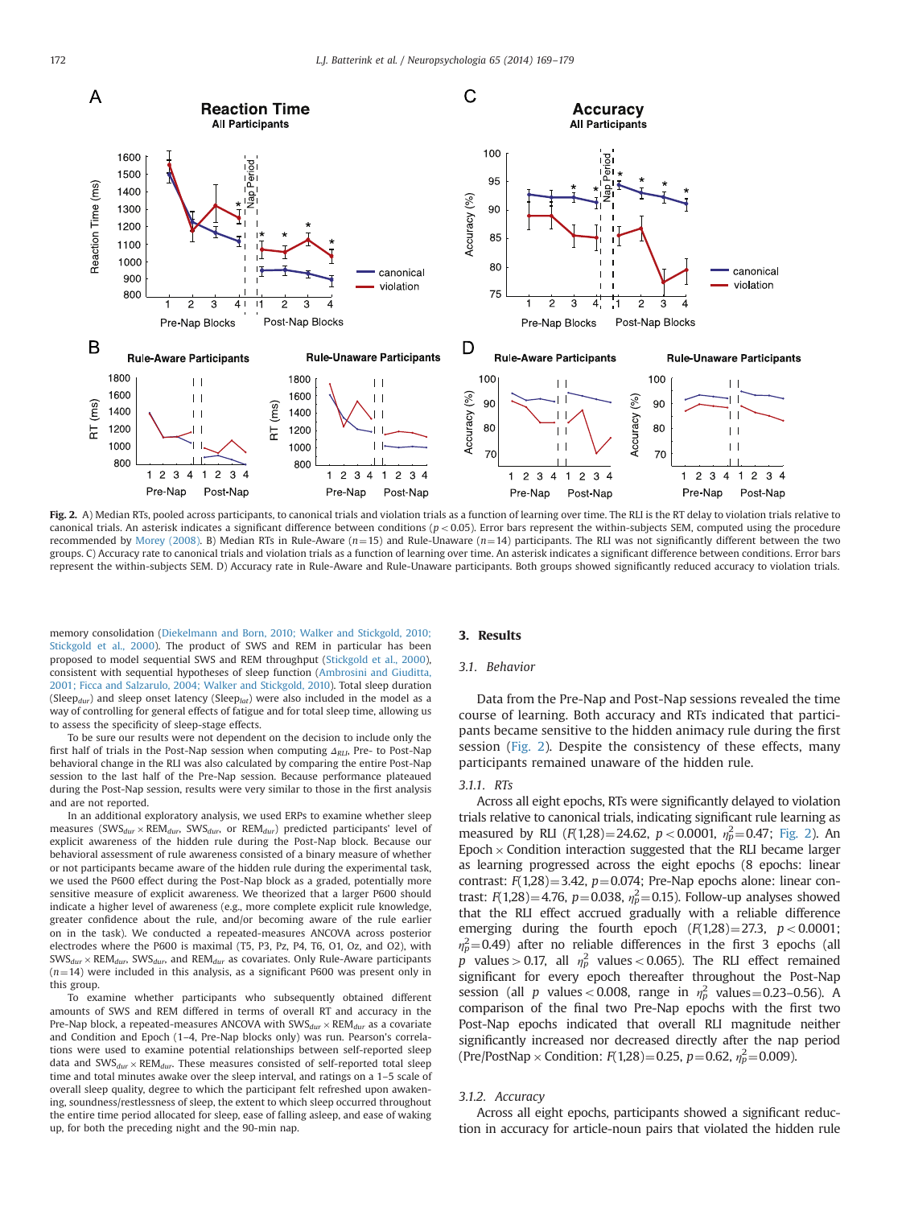Fig. 2. A) Median RTs, pooled across participants, to canonical trials and violation trials as a function of learning over time. The RLI is the RT delay to violation trials relative to canonical trials. An asterisk indicates a significant difference between conditions ($p < 0.05$). Error bars represent the within-subjects SEM, computed using the procedure recommended by Morey (2008). B) Median RTs in Rule-Aware ($n = 15$) and Rule-Unaware ($n = 14$) participants. The RLI was not significantly different between the two groups. C) Accuracy rate to canonical trials and violation trials as a function of learning over time. An asterisk indicates a significant difference between conditions. Error bars represent the within-subjects SEM. D) Accuracy rate in Rule-Aware and Rule-Unaware participants. Both groups showed significantly reduced accuracy to violation trials.

memory consolidation (Diekelmann and Born, 2010; Walker and Stickgold, 2010; Stickgold et al., 2000). The product of SWS and REM in particular has been proposed to model sequential SWS and REM throughput (Stickgold et al., 2000), consistent with sequential hypotheses of sleep function (Ambrosini and Giuditta, 2001; Ficca and Salzarulo, 2004; Walker and Stickgold, 2010). Total sleep duration ($Sleep_{dur}$) and sleep onset latency ($Sleep_{lat}$) were also included in the model as a way of controlling for general effects of fatigue and for total sleep time, allowing us to assess the specificity of sleep-stage effects.

To be sure our results were not dependent on the decision to include only the first half of trials in the Post-Nap session when computing $\Delta_{RLI}$, Pre- to Post-Nap behavioral change in the RLI was also calculated by comparing the entire Post-Nap session to the last half of the Pre-Nap session. Because performance plateaued during the Post-Nap session, results were very similar to those in the first analysis and are not reported.

In an additional exploratory analysis, we used ERPs to examine whether sleep measures ($SWS_{dur} \times REM_{dur}$, $SWS_{dur}$, or $REM_{dur}$) predicted participants' level of explicit awareness of the hidden rule during the Post-Nap block. Because our behavioral assessment of rule awareness consisted of a binary measure of whether or not participants became aware of the hidden rule during the experimental task, we used the P600 effect during the Post-Nap block as a graded, potentially more sensitive measure of explicit awareness. We theorized that a larger P600 should indicate a higher level of awareness (e.g., more complete explicit rule knowledge, greater confidence about the rule, and/or becoming aware of the rule earlier on in the task). We conducted a repeated-measures ANCOVA across posterior electrodes where the P600 is maximal (T5, P3, Pz, P4, T6, O1, Oz, and O2), with $SWS_{dur} \times REM_{dur}$, $SWS_{dur}$, and $REM_{dur}$ as covariates. Only Rule-Aware participants ($n = 14$) were included in this analysis, as a significant P600 was present only in this group.

To examine whether participants who subsequently obtained different amounts of SWS and REM differed in terms of overall RT and accuracy in the Pre-Nap block, a repeated-measures ANCOVA with $SWS_{dur} \times REM_{dur}$ as a covariate and Condition and Epoch (1–4, Pre-Nap blocks only) was run. Pearson's correlations were used to examine potential relationships between self-reported sleep data and $SWS_{dur} \times REM_{dur}$. These measures consisted of self-reported total sleep time and total minutes awake over the sleep interval, and ratings on a 1–5 scale of overall sleep quality, degree to which the participant felt refreshed upon awakening, soundness/restlessness of sleep, the extent to which sleep occurred throughout the entire time period allocated for sleep, ease of falling asleep, and ease of waking up, for both the preceding night and the 90-min nap.

## 3. Results

### 3.1. Behavior

Data from the Pre-Nap and Post-Nap sessions revealed the time course of learning. Both accuracy and RTs indicated that participants became sensitive to the hidden animacy rule during the first session (Fig. 2). Despite the consistency of these effects, many participants remained unaware of the hidden rule.

#### 3.1.1. RTs

Across all eight epochs, RTs were significantly delayed to violation trials relative to canonical trials, indicating significant rule learning as measured by RLI ($F(1,28) = 24.62$, $p < 0.0001$, $\eta_p^2 = 0.47$; Fig. 2). An Epoch × Condition interaction suggested that the RLI became larger as learning progressed across the eight epochs (8 epochs: linear contrast: $F(1,28) = 3.42$, $p = 0.074$; Pre-Nap epochs alone: linear contrast: $F(1,28) = 4.76$, $p = 0.038$, $\eta_p^2 = 0.15$). Follow-up analyses showed that the RLI effect accrued gradually with a reliable difference emerging during the fourth epoch ($F(1,28) = 27.3$, $p < 0.0001$; $\eta_p^2 = 0.49$) after no reliable differences in the first 3 epochs (all $p$ values $> 0.17$, all $\eta_p^2$ values $< 0.065$). The RLI effect remained significant for every epoch thereafter throughout the Post-Nap session (all $p$ values $< 0.008$, range in $\eta_p^2$ values $= 0.23$–$0.56$). A comparison of the final two Pre-Nap epochs with the first two Post-Nap epochs indicated that overall RLI magnitude neither significantly increased nor decreased directly after the nap period (Pre/PostNap × Condition: $F(1,28) = 0.25$, $p = 0.62$, $\eta_p^2 = 0.009$).

#### 3.1.2. Accuracy

Across all eight epochs, participants showed a significant reduction in accuracy for article-noun pairs that violated the hidden rule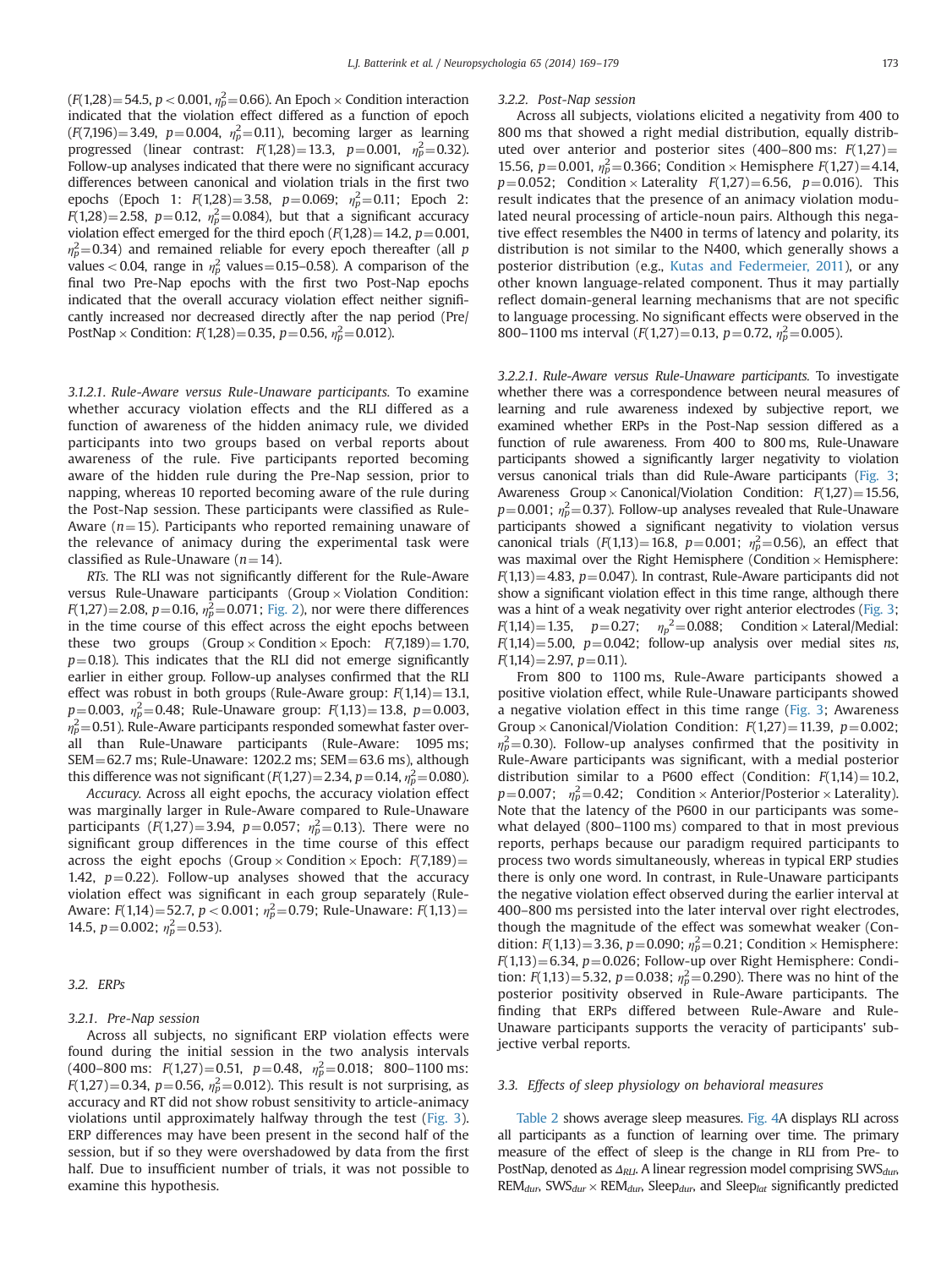($F(1,28)=54.5$, $p<0.001$, $\eta_p^2=0.66$). An Epoch × Condition interaction indicated that the violation effect differed as a function of epoch ($F(7,196)=3.49$, $p=0.004$, $\eta_p^2=0.11$), becoming larger as learning progressed (linear contrast: $F(1,28)=13.3$, $p=0.001$, $\eta_p^2=0.32$). Follow-up analyses indicated that there were no significant accuracy differences between canonical and violation trials in the first two epochs (Epoch 1: $F(1,28)=3.58$, $p=0.069$; $\eta_p^2=0.11$; Epoch 2: $F(1,28)=2.58$, $p=0.12$, $\eta_p^2=0.084$), but that a significant accuracy violation effect emerged for the third epoch ($F(1,28)=14.2$, $p=0.001$, $\eta_p^2=0.34$) and remained reliable for every epoch thereafter (all $p$ values $<0.04$, range in $\eta_p^2$ values $=0.15$–$0.58$). A comparison of the final two Pre-Nap epochs with the first two Post-Nap epochs indicated that the overall accuracy violation effect neither significantly increased nor decreased directly after the nap period (Pre/PostNap × Condition: $F(1,28)=0.35$, $p=0.56$, $\eta_p^2=0.012$).

#### 3.1.2.1. Rule-Aware versus Rule-Unaware participants

To examine whether accuracy violation effects and the RLI differed as a function of awareness of the hidden animacy rule, we divided participants into two groups based on verbal reports about awareness of the rule. Five participants reported becoming aware of the hidden rule during the Pre-Nap session, prior to napping, whereas 10 reported becoming aware of the rule during the Post-Nap session. These participants were classified as Rule-Aware ($n=15$). Participants who reported remaining unaware of the relevance of animacy during the experimental task were classified as Rule-Unaware ($n=14$).

*RTs.* The RLI was not significantly different for the Rule-Aware versus Rule-Unaware participants (Group × Violation Condition: $F(1,27)=2.08$, $p=0.16$, $\eta_p^2=0.071$; Fig. 2), nor were there differences in the time course of this effect across the eight epochs between these two groups (Group × Condition × Epoch: $F(7,189)=1.70$, $p=0.18$). This indicates that the RLI did not emerge significantly earlier in either group. Follow-up analyses confirmed that the RLI effect was robust in both groups (Rule-Aware group: $F(1,14)=13.1$, $p=0.003$, $\eta_p^2=0.48$; Rule-Unaware group: $F(1,13)=13.8$, $p=0.003$, $\eta_p^2=0.51$). Rule-Aware participants responded somewhat faster overall than Rule-Unaware participants (Rule-Aware: 1095 ms; SEM = 62.7 ms; Rule-Unaware: 1202.2 ms; SEM = 63.6 ms), although this difference was not significant ($F(1,27)=2.34$, $p=0.14$, $\eta_p^2=0.080$).

*Accuracy.* Across all eight epochs, the accuracy violation effect was marginally larger in Rule-Aware compared to Rule-Unaware participants ($F(1,27)=3.94$, $p=0.057$; $\eta_p^2=0.13$). There were no significant group differences in the time course of this effect across the eight epochs (Group × Condition × Epoch: $F(7,189)=1.42$, $p=0.22$). Follow-up analyses showed that the accuracy violation effect was significant in each group separately (Rule-Aware: $F(1,14)=52.7$, $p<0.001$; $\eta_p^2=0.79$; Rule-Unaware: $F(1,13)=14.5$, $p=0.002$; $\eta_p^2=0.53$).

### 3.2. ERPs

#### 3.2.1. Pre-Nap session

Across all subjects, no significant ERP violation effects were found during the initial session in the two analysis intervals (400–800 ms: $F(1,27)=0.51$, $p=0.48$, $\eta_p^2=0.018$; 800–1100 ms: $F(1,27)=0.34$, $p=0.56$, $\eta_p^2=0.012$). This result is not surprising, as accuracy and RT did not show robust sensitivity to article-animacy violations until approximately halfway through the test (Fig. 3). ERP differences may have been present in the second half of the session, but if so they were overshadowed by data from the first half. Due to insufficient number of trials, it was not possible to examine this hypothesis.

#### 3.2.2. Post-Nap session

Across all subjects, violations elicited a negativity from 400 to 800 ms that showed a right medial distribution, equally distributed over anterior and posterior sites (400–800 ms: $F(1,27)=15.56$, $p=0.001$, $\eta_p^2=0.366$; Condition × Hemisphere $F(1,27)=4.14$, $p=0.052$; Condition × Laterality $F(1,27)=6.56$, $p=0.016$). This result indicates that the presence of an animacy violation modulated neural processing of article-noun pairs. Although this negative effect resembles the N400 in terms of latency and polarity, its distribution is not similar to the N400, which generally shows a posterior distribution (e.g., Kutas and Federmeier, 2011), or any other known language-related component. Thus it may partially reflect domain-general learning mechanisms that are not specific to language processing. No significant effects were observed in the 800–1100 ms interval ($F(1,27)=0.13$, $p=0.72$, $\eta_p^2=0.005$).

##### 3.2.2.1. Rule-Aware versus Rule-Unaware participants

To investigate whether there was a correspondence between neural measures of learning and rule awareness indexed by subjective report, we examined whether ERPs in the Post-Nap session differed as a function of rule awareness. From 400 to 800 ms, Rule-Unaware participants showed a significantly larger negativity to violation versus canonical trials than did Rule-Aware participants (Fig. 3; Awareness Group × Canonical/Violation Condition: $F(1,27)=15.56$, $p=0.001$; $\eta_p^2=0.37$). Follow-up analyses revealed that Rule-Unaware participants showed a significant negativity to violation versus canonical trials ($F(1,13)=16.8$, $p=0.001$; $\eta_p^2=0.56$), an effect that was maximal over the Right Hemisphere (Condition × Hemisphere: $F(1,13)=4.83$, $p=0.047$). In contrast, Rule-Aware participants did not show a significant violation effect in this time range, although there was a hint of a weak negativity over right anterior electrodes (Fig. 3; $F(1,14)=1.35$, $p=0.27$; $\eta_p^2=0.088$; Condition × Lateral/Medial: $F(1,14)=5.00$, $p=0.042$; follow-up analysis over medial sites *ns*, $F(1,14)=2.97$, $p=0.11$).

From 800 to 1100 ms, Rule-Aware participants showed a positive violation effect, while Rule-Unaware participants showed a negative violation effect in this time range (Fig. 3; Awareness Group × Canonical/Violation Condition: $F(1,27)=11.39$, $p=0.002$; $\eta_p^2=0.30$). Follow-up analyses confirmed that the positivity in Rule-Aware participants was significant, with a medial posterior distribution similar to a P600 effect (Condition: $F(1,14)=10.2$, $p=0.007$; $\eta_p^2=0.42$; Condition × Anterior/Posterior × Laterality). Note that the latency of the P600 in our participants was somewhat delayed (800–1100 ms) compared to that in most previous reports, perhaps because our paradigm required participants to process two words simultaneously, whereas in typical ERP studies there is only one word. In contrast, in Rule-Unaware participants the negative violation effect observed during the earlier interval at 400–800 ms persisted into the later interval over right electrodes, though the magnitude of the effect was somewhat weaker (Condition: $F(1,13)=3.36$, $p=0.090$; $\eta_p^2=0.21$; Condition × Hemisphere: $F(1,13)=6.34$, $p=0.026$; Follow-up over Right Hemisphere: Condition: $F(1,13)=5.32$, $p=0.038$; $\eta_p^2=0.290$). There was no hint of the posterior positivity observed in Rule-Aware participants. The finding that ERPs differed between Rule-Aware and Rule-Unaware participants supports the veracity of participants' subjective verbal reports.

### 3.3. Effects of sleep physiology on behavioral measures

Table 2 shows average sleep measures. Fig. 4A displays RLI across all participants as a function of learning over time. The primary measure of the effect of sleep is the change in RLI from Pre- to PostNap, denoted as $\Delta_{RLI}$. A linear regression model comprising $SWS_{dur}$, $REM_{dur}$, $SWS_{dur} \times REM_{dur}$, $Sleep_{dur}$, and $Sleep_{lat}$ significantly predicted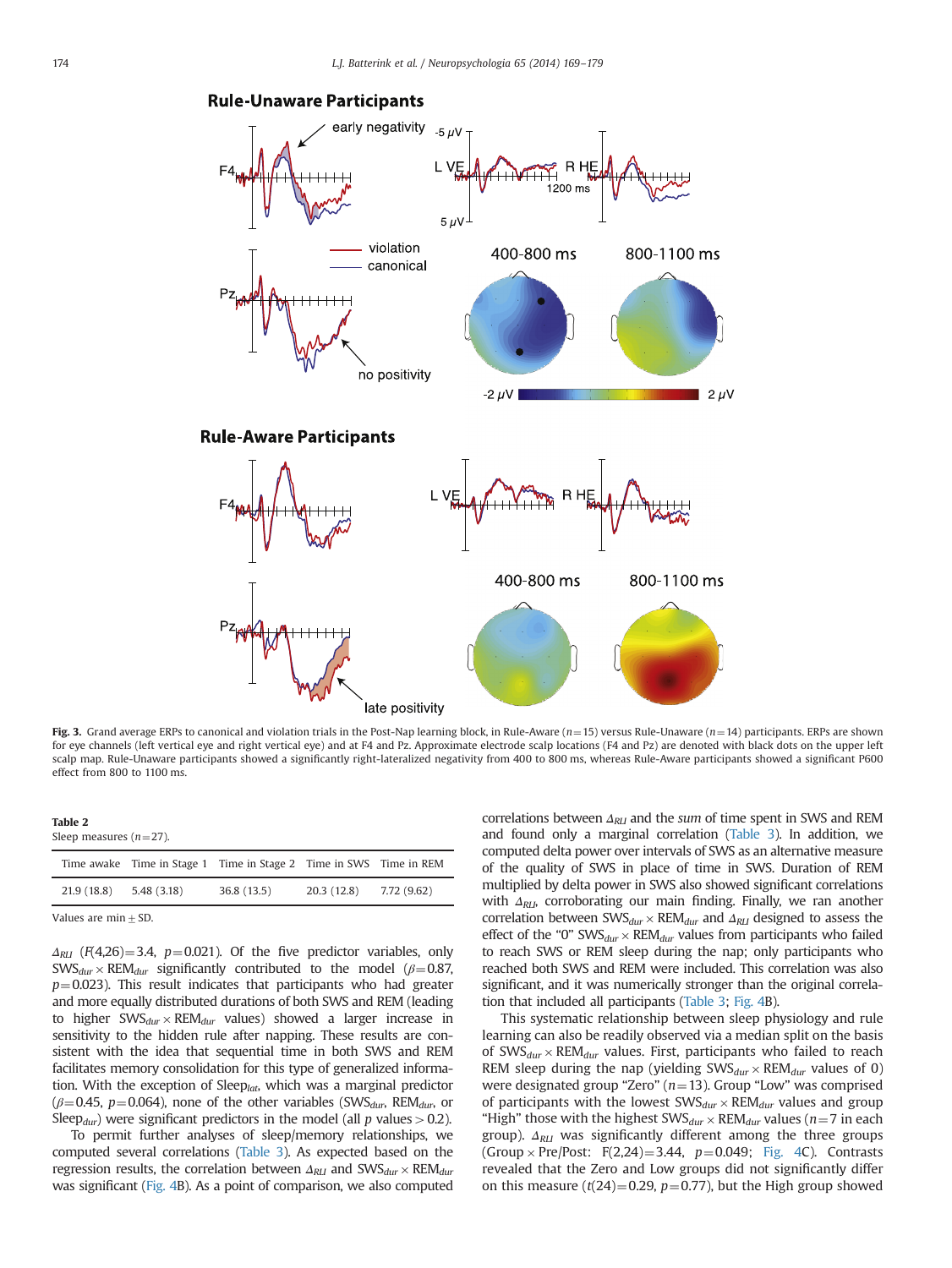**Fig. 3.** Grand average ERPs to canonical and violation trials in the Post-Nap learning block, in Rule-Aware ($n=15$) versus Rule-Unaware ($n=14$) participants. ERPs are shown for eye channels (left vertical eye and right vertical eye) and at F4 and Pz. Approximate electrode scalp locations (F4 and Pz) are denoted with black dots on the upper left scalp map. Rule-Unaware participants showed a significantly right-lateralized negativity from 400 to 800 ms, whereas Rule-Aware participants showed a significant P600 effect from 800 to 1100 ms.

**Table 2**
Sleep measures ($n=27$).

| Time awake | Time in Stage 1 | Time in Stage 2 | Time in SWS | Time in REM |
|---|---|---|---|---|
| 21.9 (18.8) | 5.48 (3.18) | 36.8 (13.5) | 20.3 (12.8) | 7.72 (9.62) |

Values are min ± SD.

$\Delta_{RLI}$ ($F(4,26)=3.4$, $p=0.021$). Of the five predictor variables, only $SWS_{dur} \times REM_{dur}$ significantly contributed to the model ($\beta=0.87$, $p=0.023$). This result indicates that participants who had greater and more equally distributed durations of both SWS and REM (leading to higher $SWS_{dur} \times REM_{dur}$ values) showed a larger increase in sensitivity to the hidden rule after napping. These results are consistent with the idea that sequential time in both SWS and REM facilitates memory consolidation for this type of generalized information. With the exception of $Sleep_{lat}$, which was a marginal predictor ($\beta=0.45$, $p=0.064$), none of the other variables ($SWS_{dur}$, $REM_{dur}$, or $Sleep_{dur}$) were significant predictors in the model (all $p$ values $> 0.2$).

To permit further analyses of sleep/memory relationships, we computed several correlations (Table 3). As expected based on the regression results, the correlation between $\Delta_{RLI}$ and $SWS_{dur} \times REM_{dur}$ was significant (Fig. 4B). As a point of comparison, we also computed correlations between $\Delta_{RLI}$ and the *sum* of time spent in SWS and REM and found only a marginal correlation (Table 3). In addition, we computed delta power over intervals of SWS as an alternative measure of the quality of SWS in place of time in SWS. Duration of REM multiplied by delta power in SWS also showed significant correlations with $\Delta_{RLI}$, corroborating our main finding. Finally, we ran another correlation between $SWS_{dur} \times REM_{dur}$ and $\Delta_{RLI}$ designed to assess the effect of the "0" $SWS_{dur} \times REM_{dur}$ values from participants who failed to reach SWS or REM sleep during the nap; only participants who reached both SWS and REM were included. This correlation was also significant, and it was numerically stronger than the original correlation that included all participants (Table 3; Fig. 4B).

This systematic relationship between sleep physiology and rule learning can also be readily observed via a median split on the basis of $SWS_{dur} \times REM_{dur}$ values. First, participants who failed to reach REM sleep during the nap (yielding $SWS_{dur} \times REM_{dur}$ values of 0) were designated group "Zero" ($n=13$). Group "Low" was comprised of participants with the lowest $SWS_{dur} \times REM_{dur}$ values and group "High" those with the highest $SWS_{dur} \times REM_{dur}$ values ($n=7$ in each group). $\Delta_{RLI}$ was significantly different among the three groups (Group × Pre/Post: $F(2,24)=3.44$, $p=0.049$; Fig. 4C). Contrasts revealed that the Zero and Low groups did not significantly differ on this measure ($t(24)=0.29$, $p=0.77$), but the High group showed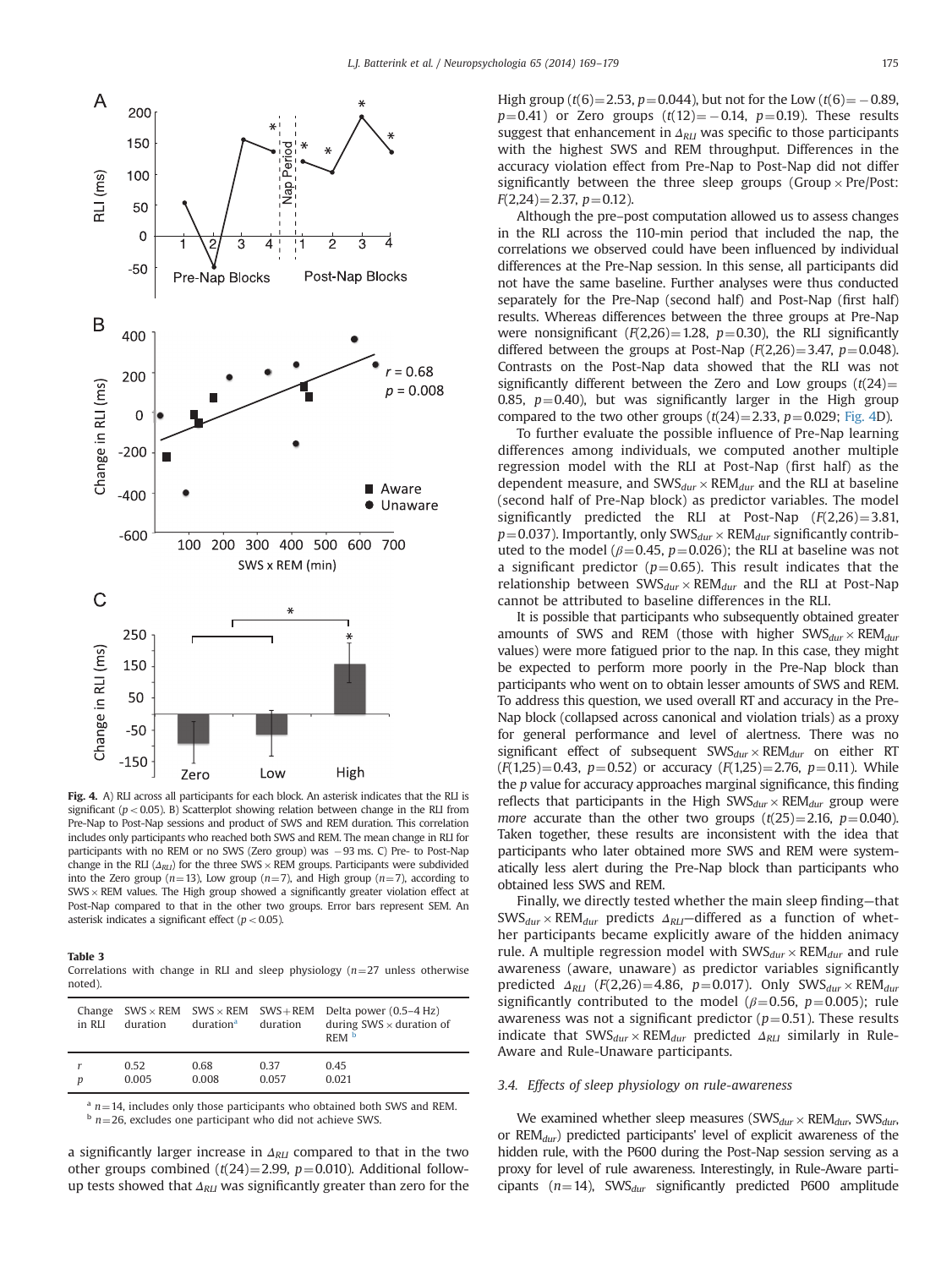**Fig. 4.** A) RLI across all participants for each block. An asterisk indicates that the RLI is significant ($p<0.05$). B) Scatterplot showing relation between change in the RLI from Pre-Nap to Post-Nap sessions and product of SWS and REM duration. This correlation includes only participants who reached both SWS and REM. The mean change in RLI for participants with no REM or no SWS (Zero group) was −93 ms. C) Pre- to Post-Nap change in the RLI ($\Delta_{RLI}$) for the three SWS × REM groups. Participants were subdivided into the Zero group ($n=13$), Low group ($n=7$), and High group ($n=7$), according to SWS × REM values. The High group showed a significantly greater violation effect at Post-Nap compared to that in the other two groups. Error bars represent SEM. An asterisk indicates a significant effect ($p<0.05$).

**Table 3**
Correlations with change in RLI and sleep physiology ($n=27$ unless otherwise noted).

| Change in RLI | SWS × REM duration | SWS × REM duration[a] | SWS + REM duration | Delta power (0.5–4 Hz) during SWS × duration of REM[b] |
|---|---|---|---|---|
| $r$ | 0.52 | 0.68 | 0.37 | 0.45 |
| $p$ | 0.005 | 0.008 | 0.057 | 0.021 |

[a] $n=14$, includes only those participants who obtained both SWS and REM.
[b] $n=26$, excludes one participant who did not achieve SWS.

a significantly larger increase in $\Delta_{RLI}$ compared to that in the two other groups combined ($t(24)=2.99$, $p=0.010$). Additional follow-up tests showed that $\Delta_{RLI}$ was significantly greater than zero for the High group ($t(6)=2.53$, $p=0.044$), but not for the Low ($t(6)=-0.89$, $p=0.41$) or Zero groups ($t(12)=-0.14$, $p=0.19$). These results suggest that enhancement in $\Delta_{RLI}$ was specific to those participants with the highest SWS and REM throughput. Differences in the accuracy violation effect from Pre-Nap to Post-Nap did not differ significantly between the three sleep groups (Group × Pre/Post: $F(2,24)=2.37$, $p=0.12$).

Although the pre–post computation allowed us to assess changes in the RLI across the 110-min period that included the nap, the correlations we observed could have been influenced by individual differences at the Pre-Nap session. In this sense, all participants did not have the same baseline. Further analyses were thus conducted separately for the Pre-Nap (second half) and Post-Nap (first half) results. Whereas differences between the three groups at Pre-Nap were nonsignificant ($F(2,26)=1.28$, $p=0.30$), the RLI significantly differed between the groups at Post-Nap ($F(2,26)=3.47$, $p=0.048$). Contrasts on the Post-Nap data showed that the RLI was not significantly different between the Zero and Low groups ($t(24)=0.85$, $p=0.40$), but was significantly larger in the High group compared to the two other groups ($t(24)=2.33$, $p=0.029$; Fig. 4D).

To further evaluate the possible influence of Pre-Nap learning differences among individuals, we computed another multiple regression model with the RLI at Post-Nap (first half) as the dependent measure, and $SWS_{dur} \times REM_{dur}$ and the RLI at baseline (second half of Pre-Nap block) as predictor variables. The model significantly predicted the RLI at Post-Nap ($F(2,26)=3.81$, $p=0.037$). Importantly, only $SWS_{dur} \times REM_{dur}$ significantly contributed to the model ($\beta=0.45$, $p=0.026$); the RLI at baseline was not a significant predictor ($p=0.65$). This result indicates that the relationship between $SWS_{dur} \times REM_{dur}$ and the RLI at Post-Nap cannot be attributed to baseline differences in the RLI.

It is possible that participants who subsequently obtained greater amounts of SWS and REM (those with higher $SWS_{dur} \times REM_{dur}$ values) were more fatigued prior to the nap. In this case, they might be expected to perform more poorly in the Pre-Nap block than participants who went on to obtain lesser amounts of SWS and REM. To address this question, we used overall RT and accuracy in the Pre-Nap block (collapsed across canonical and violation trials) as a proxy for general performance and level of alertness. There was no significant effect of subsequent $SWS_{dur} \times REM_{dur}$ on either RT ($F(1,25)=0.43$, $p=0.52$) or accuracy ($F(1,25)=2.76$, $p=0.11$). While the $p$ value for accuracy approaches marginal significance, this finding reflects that participants in the High $SWS_{dur} \times REM_{dur}$ group were *more* accurate than the other two groups ($t(25)=2.16$, $p=0.040$). Taken together, these results are inconsistent with the idea that participants who later obtained more SWS and REM were systematically less alert during the Pre-Nap block than participants who obtained less SWS and REM.

Finally, we directly tested whether the main sleep finding—that $SWS_{dur} \times REM_{dur}$ predicts $\Delta_{RLI}$—differed as a function of whether participants became explicitly aware of the hidden animacy rule. A multiple regression model with $SWS_{dur} \times REM_{dur}$ and rule awareness (aware, unaware) as predictor variables significantly predicted $\Delta_{RLI}$ ($F(2,26)=4.86$, $p=0.017$). Only $SWS_{dur} \times REM_{dur}$ significantly contributed to the model ($\beta=0.56$, $p=0.005$); rule awareness was not a significant predictor ($p=0.51$). These results indicate that $SWS_{dur} \times REM_{dur}$ predicted $\Delta_{RLI}$ similarly in Rule-Aware and Rule-Unaware participants.

### 3.4. Effects of sleep physiology on rule-awareness

We examined whether sleep measures ($SWS_{dur} \times REM_{dur}$, $SWS_{dur}$, or $REM_{dur}$) predicted participants' level of explicit awareness of the hidden rule, with the P600 during the Post-Nap session serving as a proxy for level of rule awareness. Interestingly, in Rule-Aware participants ($n=14$), $SWS_{dur}$ significantly predicted P600 amplitude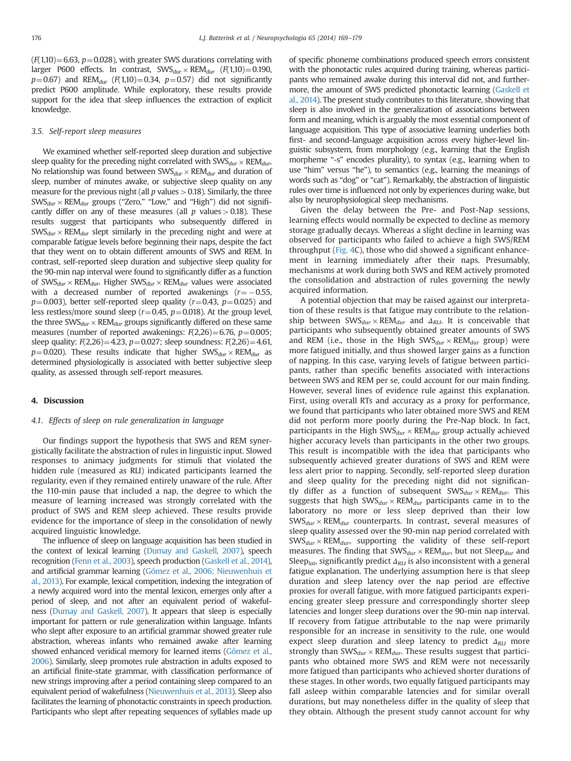($F(1,10)=6.63$, $p=0.028$), with greater SWS durations correlating with larger P600 effects. In contrast, $SWS_{dur} \times REM_{dur}$ ($F(1,10)=0.190$, $p=0.67$) and $REM_{dur}$ ($F(1,10)=0.34$, $p=0.57$) did not significantly predict P600 amplitude. While exploratory, these results provide support for the idea that sleep influences the extraction of explicit knowledge.

### 3.5. Self-report sleep measures

We examined whether self-reported sleep duration and subjective sleep quality for the preceding night correlated with $SWS_{dur} \times REM_{dur}$. No relationship was found between $SWS_{dur} \times REM_{dur}$ and duration of sleep, number of minutes awake, or subjective sleep quality on any measure for the previous night (all $p$ values $> 0.18$). Similarly, the three $SWS_{dur} \times REM_{dur}$ groups ("Zero," "Low," and "High") did not significantly differ on any of these measures (all $p$ values $> 0.18$). These results suggest that participants who subsequently differed in $SWS_{dur} \times REM_{dur}$ slept similarly in the preceding night and were at comparable fatigue levels before beginning their naps, despite the fact that they went on to obtain different amounts of SWS and REM. In contrast, self-reported sleep duration and subjective sleep quality for the 90-min nap interval were found to significantly differ as a function of $SWS_{dur} \times REM_{dur}$. Higher $SWS_{dur} \times REM_{dur}$ values were associated with a decreased number of reported awakenings ($r=-0.55$, $p=0.003$), better self-reported sleep quality ($r=0.43$, $p=0.025$) and less restless/more sound sleep ($r=0.45$, $p=0.018$). At the group level, the three $SWS_{dur} \times REM_{dur}$ groups significantly differed on these same measures (number of reported awakenings: $F(2,26)=6.76$, $p=0.005$; sleep quality: $F(2,26)=4.23$, $p=0.027$; sleep soundness: $F(2,26)=4.61$, $p=0.020$). These results indicate that higher $SWS_{dur} \times REM_{dur}$ as determined physiologically is associated with better subjective sleep quality, as assessed through self-report measures.

## 4. Discussion

### 4.1. Effects of sleep on rule generalization in language

Our findings support the hypothesis that SWS and REM synergistically facilitate the abstraction of rules in linguistic input. Slowed responses to animacy judgments for stimuli that violated the hidden rule (measured as RLI) indicated participants learned the regularity, even if they remained entirely unaware of the rule. After the 110-min pause that included a nap, the degree to which the measure of learning increased was strongly correlated with the product of SWS and REM sleep achieved. These results provide evidence for the importance of sleep in the consolidation of newly acquired linguistic knowledge.

The influence of sleep on language acquisition has been studied in the context of lexical learning (Dumay and Gaskell, 2007), speech recognition (Fenn et al., 2003), speech production (Gaskell et al., 2014), and artificial grammar learning (Gómez et al., 2006; Nieuwenhuis et al., 2013). For example, lexical competition, indexing the integration of a newly acquired word into the mental lexicon, emerges only after a period of sleep, and not after an equivalent period of wakefulness (Dumay and Gaskell, 2007). It appears that sleep is especially important for pattern or rule generalization within language. Infants who slept after exposure to an artificial grammar showed greater rule abstraction, whereas infants who remained awake after learning showed enhanced veridical memory for learned items (Gómez et al., 2006). Similarly, sleep promotes rule abstraction in adults exposed to an artificial finite-state grammar, with classification performance of new strings improving after a period containing sleep compared to an equivalent period of wakefulness (Nieuwenhuis et al., 2013). Sleep also facilitates the learning of phonotactic constraints in speech production. Participants who slept after repeating sequences of syllables made up of specific phoneme combinations produced speech errors consistent with the phonotactic rules acquired during training, whereas participants who remained awake during this interval did not, and furthermore, the amount of SWS predicted phonotactic learning (Gaskell et al., 2014). The present study contributes to this literature, showing that sleep is also involved in the generalization of associations between form and meaning, which is arguably the most essential component of language acquisition. This type of associative learning underlies both first- and second-language acquisition across every higher-level linguistic subsystem, from morphology (e.g., learning that the English morpheme "-s" encodes plurality), to syntax (e.g., learning when to use "him" versus "he"), to semantics (e.g., learning the meanings of words such as "dog" or "cat"). Remarkably, the abstraction of linguistic rules over time is influenced not only by experiences during wake, but also by neurophysiological sleep mechanisms.

Given the delay between the Pre- and Post-Nap sessions, learning effects would normally be expected to decline as memory storage gradually decays. Whereas a slight decline in learning was observed for participants who failed to achieve a high SWS/REM throughput (Fig. 4C), those who did showed a significant enhancement in learning immediately after their naps. Presumably, mechanisms at work during both SWS and REM actively promoted the consolidation and abstraction of rules governing the newly acquired information.

A potential objection that may be raised against our interpretation of these results is that fatigue may contribute to the relationship between $SWS_{dur} \times REM_{dur}$ and $\Delta_{RLI}$. It is conceivable that participants who subsequently obtained greater amounts of SWS and REM (i.e., those in the High $SWS_{dur} \times REM_{dur}$ group) were more fatigued initially, and thus showed larger gains as a function of napping. In this case, varying levels of fatigue between participants, rather than specific benefits associated with interactions between SWS and REM per se, could account for our main finding. However, several lines of evidence rule against this explanation. First, using overall RTs and accuracy as a proxy for performance, we found that participants who later obtained more SWS and REM did not perform more poorly during the Pre-Nap block. In fact, participants in the High $SWS_{dur} \times REM_{dur}$ group actually achieved higher accuracy levels than participants in the other two groups. This result is incompatible with the idea that participants who subsequently achieved greater durations of SWS and REM were less alert prior to napping. Secondly, self-reported sleep duration and sleep quality for the preceding night did not significantly differ as a function of subsequent $SWS_{dur} \times REM_{dur}$. This suggests that high $SWS_{dur} \times REM_{dur}$ participants came in to the laboratory no more or less sleep deprived than their low $SWS_{dur} \times REM_{dur}$ counterparts. In contrast, several measures of sleep quality assessed over the 90-min nap period correlated with $SWS_{dur} \times REM_{dur}$, supporting the validity of these self-report measures. The finding that $SWS_{dur} \times REM_{dur}$, but not $Sleep_{dur}$ and $Sleep_{lat}$, significantly predict $\Delta_{RLI}$ is also inconsistent with a general fatigue explanation. The underlying assumption here is that sleep duration and sleep latency over the nap period are effective proxies for overall fatigue, with more fatigued participants experiencing greater sleep pressure and correspondingly shorter sleep latencies and longer sleep durations over the 90-min nap interval. If recovery from fatigue attributable to the nap were primarily responsible for an increase in sensitivity to the rule, one would expect sleep duration and sleep latency to predict $\Delta_{RLI}$ more strongly than $SWS_{dur} \times REM_{dur}$. These results suggest that participants who obtained more SWS and REM were not necessarily more fatigued than participants who achieved shorter durations of these stages. In other words, two equally fatigued participants may fall asleep within comparable latencies and for similar overall durations, but may nonetheless differ in the quality of sleep that they obtain. Although the present study cannot account for why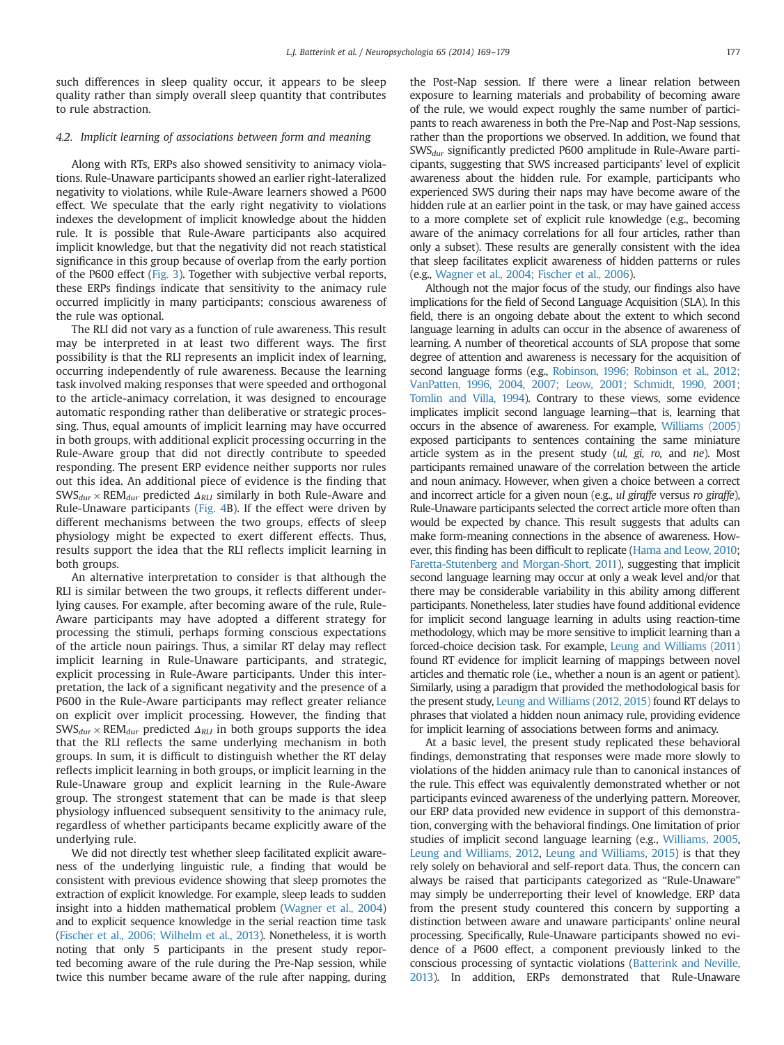such differences in sleep quality occur, it appears to be sleep quality rather than simply overall sleep quantity that contributes to rule abstraction.

### 4.2. Implicit learning of associations between form and meaning

Along with RTs, ERPs also showed sensitivity to animacy violations. Rule-Unaware participants showed an earlier right-lateralized negativity to violations, while Rule-Aware learners showed a P600 effect. We speculate that the early right negativity to violations indexes the development of implicit knowledge about the hidden rule. It is possible that Rule-Aware participants also acquired implicit knowledge, but that the negativity did not reach statistical significance in this group because of overlap from the early portion of the P600 effect (Fig. 3). Together with subjective verbal reports, these ERPs findings indicate that sensitivity to the animacy rule occurred implicitly in many participants; conscious awareness of the rule was optional.

The RLI did not vary as a function of rule awareness. This result may be interpreted in at least two different ways. The first possibility is that the RLI represents an implicit index of learning, occurring independently of rule awareness. Because the learning task involved making responses that were speeded and orthogonal to the article-animacy correlation, it was designed to encourage automatic responding rather than deliberative or strategic processing. Thus, equal amounts of implicit learning may have occurred in both groups, with additional explicit processing occurring in the Rule-Aware group that did not directly contribute to speeded responding. The present ERP evidence neither supports nor rules out this idea. An additional piece of evidence is the finding that $SWS_{dur} \times REM_{dur}$ predicted $\Delta_{RLI}$ similarly in both Rule-Aware and Rule-Unaware participants (Fig. 4B). If the effect were driven by different mechanisms between the two groups, effects of sleep physiology might be expected to exert different effects. Thus, results support the idea that the RLI reflects implicit learning in both groups.

An alternative interpretation to consider is that although the RLI is similar between the two groups, it reflects different underlying causes. For example, after becoming aware of the rule, Rule-Aware participants may have adopted a different strategy for processing the stimuli, perhaps forming conscious expectations of the article noun pairings. Thus, a similar RT delay may reflect implicit learning in Rule-Unaware participants, and strategic, explicit processing in Rule-Aware participants. Under this interpretation, the lack of a significant negativity and the presence of a P600 in the Rule-Aware participants may reflect greater reliance on explicit over implicit processing. However, the finding that $SWS_{dur} \times REM_{dur}$ predicted $\Delta_{RLI}$ in both groups supports the idea that the RLI reflects the same underlying mechanism in both groups. In sum, it is difficult to distinguish whether the RT delay reflects implicit learning in both groups, or implicit learning in the Rule-Unaware group and explicit learning in the Rule-Aware group. The strongest statement that can be made is that sleep physiology influenced subsequent sensitivity to the animacy rule, regardless of whether participants became explicitly aware of the underlying rule.

We did not directly test whether sleep facilitated explicit awareness of the underlying linguistic rule, a finding that would be consistent with previous evidence showing that sleep promotes the extraction of explicit knowledge. For example, sleep leads to sudden insight into a hidden mathematical problem (Wagner et al., 2004) and to explicit sequence knowledge in the serial reaction time task (Fischer et al., 2006; Wilhelm et al., 2013). Nonetheless, it is worth noting that only 5 participants in the present study reported becoming aware of the rule during the Pre-Nap session, while twice this number became aware of the rule after napping, during the Post-Nap session. If there were a linear relation between exposure to learning materials and probability of becoming aware of the rule, we would expect roughly the same number of participants to reach awareness in both the Pre-Nap and Post-Nap sessions, rather than the proportions we observed. In addition, we found that $SWS_{dur}$ significantly predicted P600 amplitude in Rule-Aware participants, suggesting that SWS increased participants' level of explicit awareness about the hidden rule. For example, participants who experienced SWS during their naps may have become aware of the hidden rule at an earlier point in the task, or may have gained access to a more complete set of explicit rule knowledge (e.g., becoming aware of the animacy correlations for all four articles, rather than only a subset). These results are generally consistent with the idea that sleep facilitates explicit awareness of hidden patterns or rules (e.g., Wagner et al., 2004; Fischer et al., 2006).

Although not the major focus of the study, our findings also have implications for the field of Second Language Acquisition (SLA). In this field, there is an ongoing debate about the extent to which second language learning in adults can occur in the absence of awareness of learning. A number of theoretical accounts of SLA propose that some degree of attention and awareness is necessary for the acquisition of second language forms (e.g., Robinson, 1996; Robinson et al., 2012; VanPatten, 1996, 2004, 2007; Leow, 2001; Schmidt, 1990, 2001; Tomlin and Villa, 1994). Contrary to these views, some evidence implicates implicit second language learning—that is, learning that occurs in the absence of awareness. For example, Williams (2005) exposed participants to sentences containing the same miniature article system as in the present study (*ul*, *gi*, *ro*, and *ne*). Most participants remained unaware of the correlation between the article and noun animacy. However, when given a choice between a correct and incorrect article for a given noun (e.g., *ul giraffe* versus *ro giraffe*), Rule-Unaware participants selected the correct article more often than would be expected by chance. This result suggests that adults can make form-meaning connections in the absence of awareness. However, this finding has been difficult to replicate (Hama and Leow, 2010; Faretta-Stutenberg and Morgan-Short, 2011), suggesting that implicit second language learning may occur at only a weak level and/or that there may be considerable variability in this ability among different participants. Nonetheless, later studies have found additional evidence for implicit second language learning in adults using reaction-time methodology, which may be more sensitive to implicit learning than a forced-choice decision task. For example, Leung and Williams (2011) found RT evidence for implicit learning of mappings between novel articles and thematic role (i.e., whether a noun is an agent or patient). Similarly, using a paradigm that provided the methodological basis for the present study, Leung and Williams (2012, 2015) found RT delays to phrases that violated a hidden noun animacy rule, providing evidence for implicit learning of associations between forms and animacy.

At a basic level, the present study replicated these behavioral findings, demonstrating that responses were made more slowly to violations of the hidden animacy rule than to canonical instances of the rule. This effect was equivalently demonstrated whether or not participants evinced awareness of the underlying pattern. Moreover, our ERP data provided new evidence in support of this demonstration, converging with the behavioral findings. One limitation of prior studies of implicit second language learning (e.g., Williams, 2005, Leung and Williams, 2012, Leung and Williams, 2015) is that they rely solely on behavioral and self-report data. Thus, the concern can always be raised that participants categorized as "Rule-Unaware" may simply be underreporting their level of knowledge. ERP data from the present study countered this concern by supporting a distinction between aware and unaware participants' online neural processing. Specifically, Rule-Unaware participants showed no evidence of a P600 effect, a component previously linked to the conscious processing of syntactic violations (Batterink and Neville, 2013). In addition, ERPs demonstrated that Rule-Unaware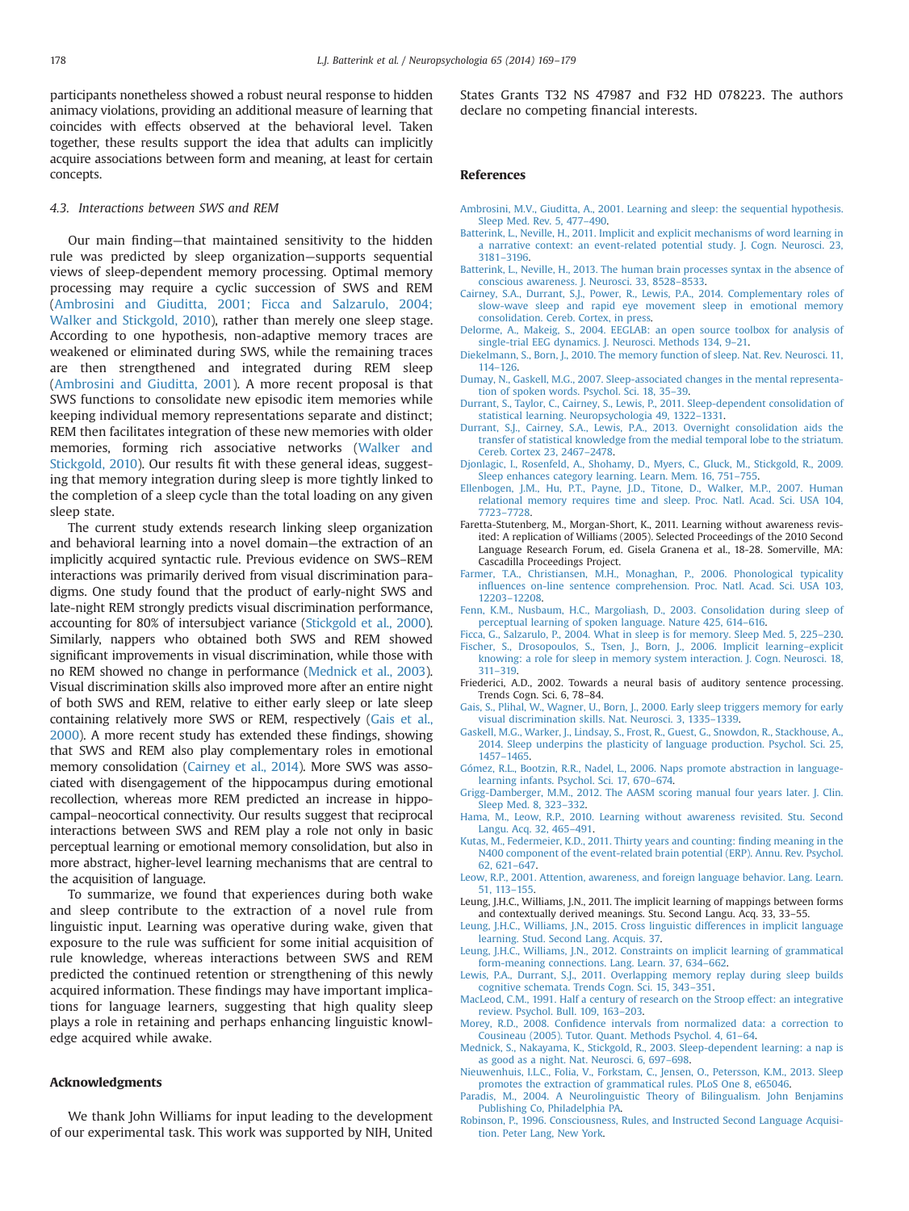participants nonetheless showed a robust neural response to hidden animacy violations, providing an additional measure of learning that coincides with effects observed at the behavioral level. Taken together, these results support the idea that adults can implicitly acquire associations between form and meaning, at least for certain concepts.

### 4.3. Interactions between SWS and REM

Our main finding—that maintained sensitivity to the hidden rule was predicted by sleep organization—supports sequential views of sleep-dependent memory processing. Optimal memory processing may require a cyclic succession of SWS and REM (Ambrosini and Giuditta, 2001; Ficca and Salzarulo, 2004; Walker and Stickgold, 2010), rather than merely one sleep stage. According to one hypothesis, non-adaptive memory traces are weakened or eliminated during SWS, while the remaining traces are then strengthened and integrated during REM sleep (Ambrosini and Giuditta, 2001). A more recent proposal is that SWS functions to consolidate new episodic item memories while keeping individual memory representations separate and distinct; REM then facilitates integration of these new memories with older memories, forming rich associative networks (Walker and Stickgold, 2010). Our results fit with these general ideas, suggesting that memory integration during sleep is more tightly linked to the completion of a sleep cycle than the total loading on any given sleep state.

The current study extends research linking sleep organization and behavioral learning into a novel domain—the extraction of an implicitly acquired syntactic rule. Previous evidence on SWS–REM interactions was primarily derived from visual discrimination paradigms. One study found that the product of early-night SWS and late-night REM strongly predicts visual discrimination performance, accounting for 80% of intersubject variance (Stickgold et al., 2000). Similarly, nappers who obtained both SWS and REM showed significant improvements in visual discrimination, while those with no REM showed no change in performance (Mednick et al., 2003). Visual discrimination skills also improved more after an entire night of both SWS and REM, relative to either early sleep or late sleep containing relatively more SWS or REM, respectively (Gais et al., 2000). A more recent study has extended these findings, showing that SWS and REM also play complementary roles in emotional memory consolidation (Cairney et al., 2014). More SWS was associated with disengagement of the hippocampus during emotional recollection, whereas more REM predicted an increase in hippocampal–neocortical connectivity. Our results suggest that reciprocal interactions between SWS and REM play a role not only in basic perceptual learning or emotional memory consolidation, but also in more abstract, higher-level learning mechanisms that are central to the acquisition of language.

To summarize, we found that experiences during both wake and sleep contribute to the extraction of a novel rule from linguistic input. Learning was operative during wake, given that exposure to the rule was sufficient for some initial acquisition of rule knowledge, whereas interactions between SWS and REM predicted the continued retention or strengthening of this newly acquired information. These findings may have important implications for language learners, suggesting that high quality sleep plays a role in retaining and perhaps enhancing linguistic knowledge acquired while awake.

## Acknowledgments

We thank John Williams for input leading to the development of our experimental task. This work was supported by NIH, United States Grants T32 NS 47987 and F32 HD 078223. The authors declare no competing financial interests.

## References

Ambrosini, M.V., Giuditta, A., 2001. Learning and sleep: the sequential hypothesis. Sleep Med. Rev. 5, 477–490.

Batterink, L., Neville, H., 2011. Implicit and explicit mechanisms of word learning in a narrative context: an event-related potential study. J. Cogn. Neurosci. 23, 3181–3196.

Batterink, L., Neville, H., 2013. The human brain processes syntax in the absence of conscious awareness. J. Neurosci. 33, 8528–8533.

Cairney, S.A., Durrant, S.J., Power, R., Lewis, P.A., 2014. Complementary roles of slow-wave sleep and rapid eye movement sleep in emotional memory consolidation. Cereb. Cortex, in press.

Delorme, A., Makeig, S., 2004. EEGLAB: an open source toolbox for analysis of single-trial EEG dynamics. J. Neurosci. Methods 134, 9–21.

Diekelmann, S., Born, J., 2010. The memory function of sleep. Nat. Rev. Neurosci. 11, 114–126.

Dumay, N., Gaskell, M.G., 2007. Sleep-associated changes in the mental representation of spoken words. Psychol. Sci. 18, 35–39.

Durrant, S., Taylor, C., Cairney, S., Lewis, P., 2011. Sleep-dependent consolidation of statistical learning. Neuropsychologia 49, 1322–1331.

Durrant, S.J., Cairney, S.A., Lewis, P.A., 2013. Overnight consolidation aids the transfer of statistical knowledge from the medial temporal lobe to the striatum. Cereb. Cortex 23, 2467–2478.

Djonlagic, I., Rosenfeld, A., Shohamy, D., Myers, C., Gluck, M., Stickgold, R., 2009. Sleep enhances category learning. Learn. Mem. 16, 751–755.

Ellenbogen, J.M., Hu, P.T., Payne, J.D., Titone, D., Walker, M.P., 2007. Human relational memory requires time and sleep. Proc. Natl. Acad. Sci. USA 104, 7723–7728.

Faretta-Stutenberg, M., Morgan-Short, K., 2011. Learning without awareness revisited: A replication of Williams (2005). Selected Proceedings of the 2010 Second Language Research Forum, ed. Gisela Granena et al., 18-28. Somerville, MA: Cascadilla Proceedings Project.

Farmer, T.A., Christiansen, M.H., Monaghan, P., 2006. Phonological typicality influences on-line sentence comprehension. Proc. Natl. Acad. Sci. USA 103, 12203–12208.

Fenn, K.M., Nusbaum, H.C., Margoliash, D., 2003. Consolidation during sleep of perceptual learning of spoken language. Nature 425, 614–616.

Ficca, G., Salzarulo, P., 2004. What in sleep is for memory. Sleep Med. 5, 225–230.

Fischer, S., Drosopoulos, S., Tsen, J., Born, J., 2006. Implicit learning–explicit knowing: a role for sleep in memory system interaction. J. Cogn. Neurosci. 18, 311–319.

Friederici, A.D., 2002. Towards a neural basis of auditory sentence processing. Trends Cogn. Sci. 6, 78–84.

Gais, S., Plihal, W., Wagner, U., Born, J., 2000. Early sleep triggers memory for early visual discrimination skills. Nat. Neurosci. 3, 1335–1339.

Gaskell, M.G., Warker, J., Lindsay, S., Frost, R., Guest, G., Snowdon, R., Stackhouse, A., 2014. Sleep underpins the plasticity of language production. Psychol. Sci. 25, 1457–1465.

Gómez, R.L., Bootzin, R.R., Nadel, L., 2006. Naps promote abstraction in language-learning infants. Psychol. Sci. 17, 670–674.

Grigg-Damberger, M.M., 2012. The AASM scoring manual four years later. J. Clin. Sleep Med. 8, 323–332.

Hama, M., Leow, R.P., 2010. Learning without awareness revisited. Stu. Second Langu. Acq. 32, 465–491.

Kutas, M., Federmeier, K.D., 2011. Thirty years and counting: finding meaning in the N400 component of the event-related brain potential (ERP). Annu. Rev. Psychol. 62, 621–647.

Leow, R.P., 2001. Attention, awareness, and foreign language behavior. Lang. Learn. 51, 113–155.

Leung, J.H.C., Williams, J.N., 2011. The implicit learning of mappings between forms and contextually derived meanings. Stu. Second Langu. Acq. 33, 33–55.

Leung, J.H.C., Williams, J.N., 2015. Cross linguistic differences in implicit language learning. Stud. Second Lang. Acquis. 37.

Leung, J.H.C., Williams, J.N., 2012. Constraints on implicit learning of grammatical form-meaning connections. Lang. Learn. 37, 634–662.

Lewis, P.A., Durrant, S.J., 2011. Overlapping memory replay during sleep builds cognitive schemata. Trends Cogn. Sci. 15, 343–351.

MacLeod, C.M., 1991. Half a century of research on the Stroop effect: an integrative review. Psychol. Bull. 109, 163–203.

Morey, R.D., 2008. Confidence intervals from normalized data: a correction to Cousineau (2005). Tutor. Quant. Methods Psychol. 4, 61–64.

Mednick, S., Nakayama, K., Stickgold, R., 2003. Sleep-dependent learning: a nap is as good as a night. Nat. Neurosci. 6, 697–698.

Nieuwenhuis, I.L.C., Folia, V., Forkstam, C., Jensen, O., Petersson, K.M., 2013. Sleep promotes the extraction of grammatical rules. PLoS One 8, e65046.

Paradis, M., 2004. A Neurolinguistic Theory of Bilingualism. John Benjamins Publishing Co, Philadelphia PA.

Robinson, P., 1996. Consciousness, Rules, and Instructed Second Language Acquisition. Peter Lang, New York.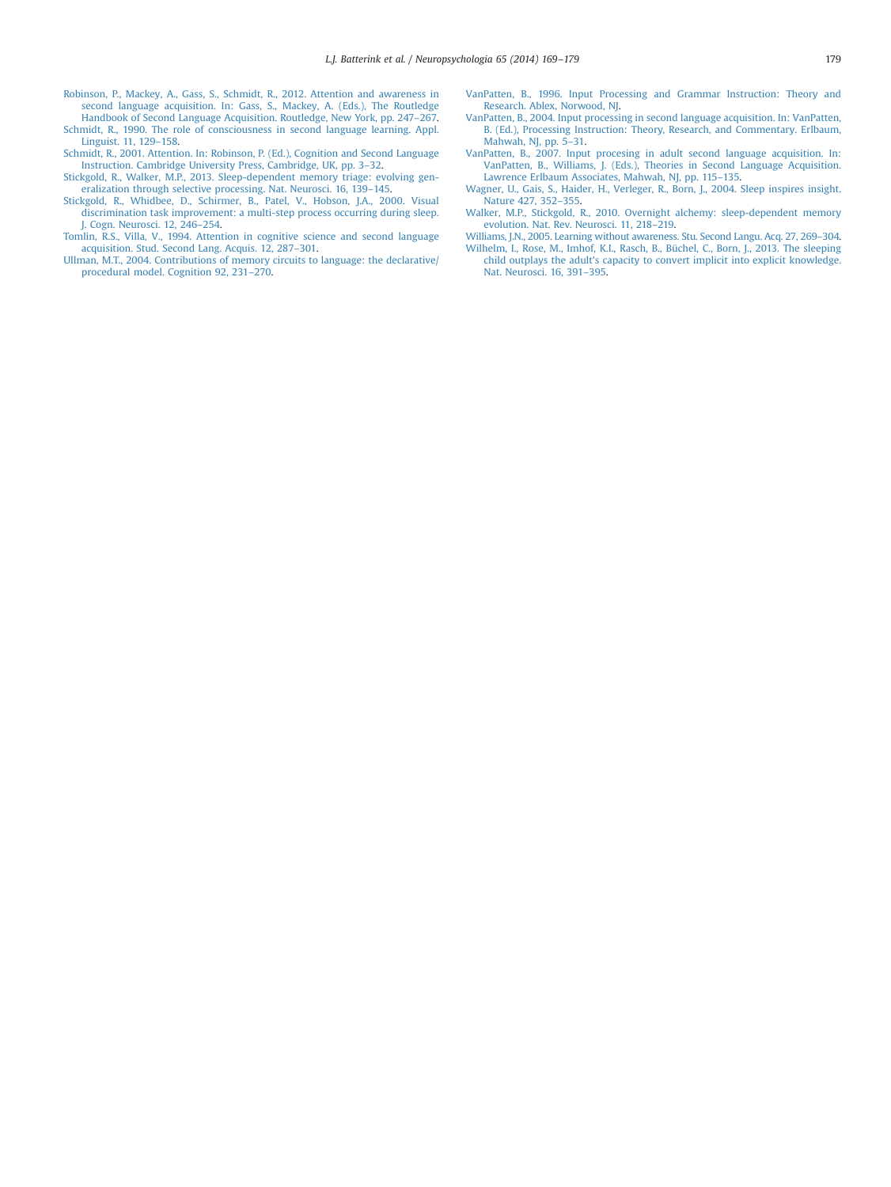Robinson, P., Mackey, A., Gass, S., Schmidt, R., 2012. Attention and awareness in second language acquisition. In: Gass, S., Mackey, A. (Eds.), The Routledge Handbook of Second Language Acquisition. Routledge, New York, pp. 247–267.

Schmidt, R., 1990. The role of consciousness in second language learning. Appl. Linguist. 11, 129–158.

Schmidt, R., 2001. Attention. In: Robinson, P. (Ed.), Cognition and Second Language Instruction. Cambridge University Press, Cambridge, UK, pp. 3–32.

Stickgold, R., Walker, M.P., 2013. Sleep-dependent memory triage: evolving generalization through selective processing. Nat. Neurosci. 16, 139–145.

Stickgold, R., Whidbee, D., Schirmer, B., Patel, V., Hobson, J.A., 2000. Visual discrimination task improvement: a multi-step process occurring during sleep. J. Cogn. Neurosci. 12, 246–254.

Tomlin, R.S., Villa, V., 1994. Attention in cognitive science and second language acquisition. Stud. Second Lang. Acquis. 12, 287–301.

Ullman, M.T., 2004. Contributions of memory circuits to language: the declarative/procedural model. Cognition 92, 231–270.

VanPatten, B., 1996. Input Processing and Grammar Instruction: Theory and Research. Ablex, Norwood, NJ.

VanPatten, B., 2004. Input processing in second language acquisition. In: VanPatten, B. (Ed.), Processing Instruction: Theory, Research, and Commentary. Erlbaum, Mahwah, NJ, pp. 5–31.

VanPatten, B., 2007. Input procesing in adult second language acquisition. In: VanPatten, B., Williams, J. (Eds.), Theories in Second Language Acquisition. Lawrence Erlbaum Associates, Mahwah, NJ, pp. 115–135.

Wagner, U., Gais, S., Haider, H., Verleger, R., Born, J., 2004. Sleep inspires insight. Nature 427, 352–355.

Walker, M.P., Stickgold, R., 2010. Overnight alchemy: sleep-dependent memory evolution. Nat. Rev. Neurosci. 11, 218–219.

Williams, J.N., 2005. Learning without awareness. Stu. Second Langu. Acq. 27, 269–304.

Wilhelm, I., Rose, M., Imhof, K.I., Rasch, B., Büchel, C., Born, J., 2013. The sleeping child outplays the adult's capacity to convert implicit into explicit knowledge. Nat. Neurosci. 16, 391–395.